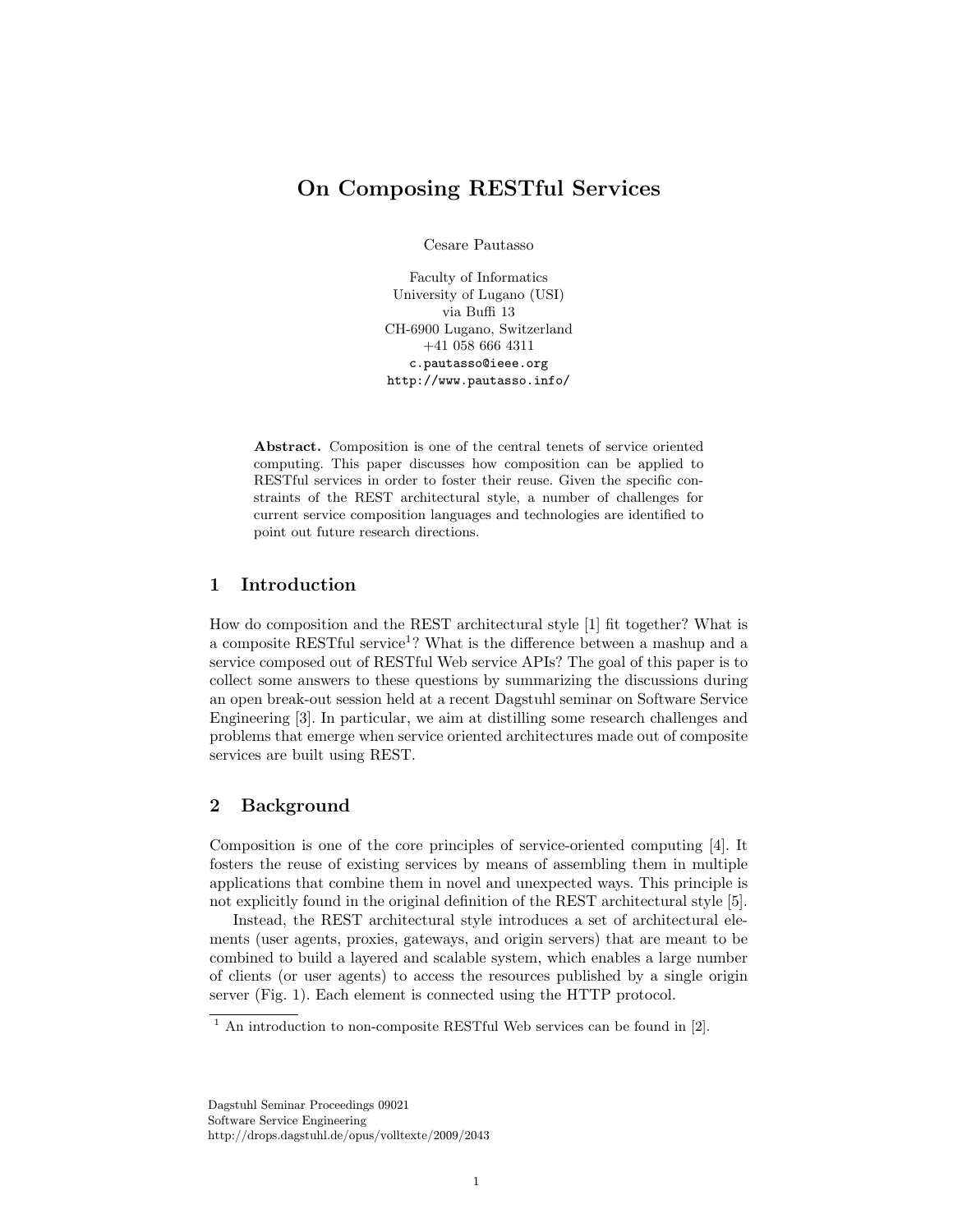# On Composing RESTful Services

Cesare Pautasso

Faculty of Informatics
University of Lugano (USI)
via Buffi 13
CH-6900 Lugano, Switzerland
+41 058 666 4311
c.pautasso@ieee.org
http://www.pautasso.info/

**Abstract.** Composition is one of the central tenets of service oriented computing. This paper discusses how composition can be applied to RESTful services in order to foster their reuse. Given the specific constraints of the REST architectural style, a number of challenges for current service composition languages and technologies are identified to point out future research directions.

## 1 Introduction

How do composition and the REST architectural style [1] fit together? What is a composite RESTful service[1]? What is the difference between a mashup and a service composed out of RESTful Web service APIs? The goal of this paper is to collect some answers to these questions by summarizing the discussions during an open break-out session held at a recent Dagstuhl seminar on Software Service Engineering [3]. In particular, we aim at distilling some research challenges and problems that emerge when service oriented architectures made out of composite services are built using REST.

## 2 Background

Composition is one of the core principles of service-oriented computing [4]. It fosters the reuse of existing services by means of assembling them in multiple applications that combine them in novel and unexpected ways. This principle is not explicitly found in the original definition of the REST architectural style [5].

Instead, the REST architectural style introduces a set of architectural elements (user agents, proxies, gateways, and origin servers) that are meant to be combined to build a layered and scalable system, which enables a large number of clients (or user agents) to access the resources published by a single origin server (Fig. 1). Each element is connected using the HTTP protocol.

[1] An introduction to non-composite RESTful Web services can be found in [2].

Dagstuhl Seminar Proceedings 09021
Software Service Engineering
http://drops.dagstuhl.de/opus/volltexte/2009/2043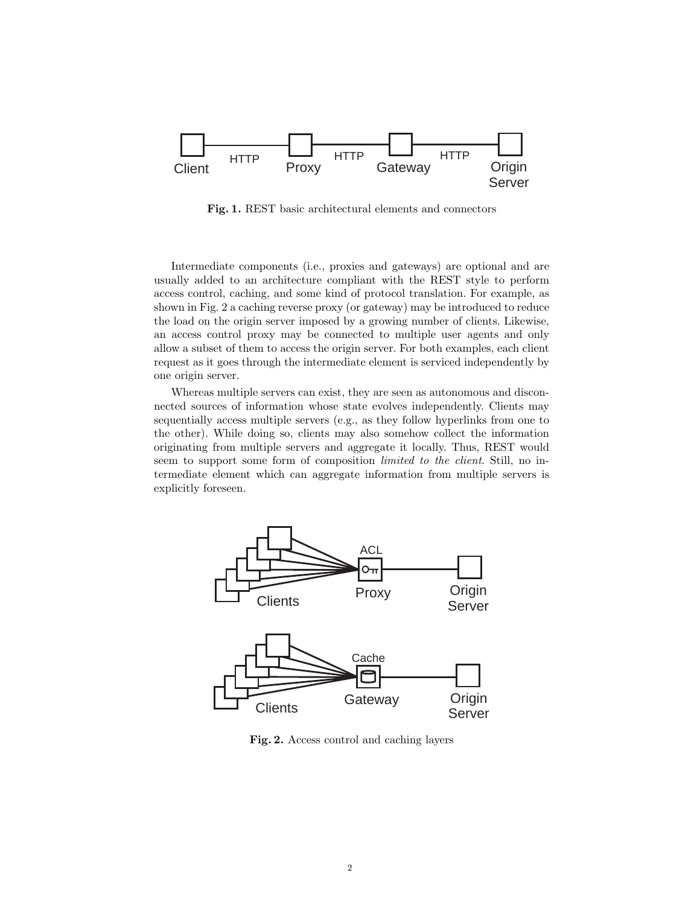Fig. 1. REST basic architectural elements and connectors

Intermediate components (i.e., proxies and gateways) are optional and are usually added to an architecture compliant with the REST style to perform access control, caching, and some kind of protocol translation. For example, as shown in Fig. 2 a caching reverse proxy (or gateway) may be introduced to reduce the load on the origin server imposed by a growing number of clients. Likewise, an access control proxy may be connected to multiple user agents and only allow a subset of them to access the origin server. For both examples, each client request as it goes through the intermediate element is serviced independently by one origin server.

Whereas multiple servers can exist, they are seen as autonomous and disconnected sources of information whose state evolves independently. Clients may sequentially access multiple servers (e.g., as they follow hyperlinks from one to the other). While doing so, clients may also somehow collect the information originating from multiple servers and aggregate it locally. Thus, REST would seem to support some form of composition *limited to the client*. Still, no intermediate element which can aggregate information from multiple servers is explicitly foreseen.

Fig. 2. Access control and caching layers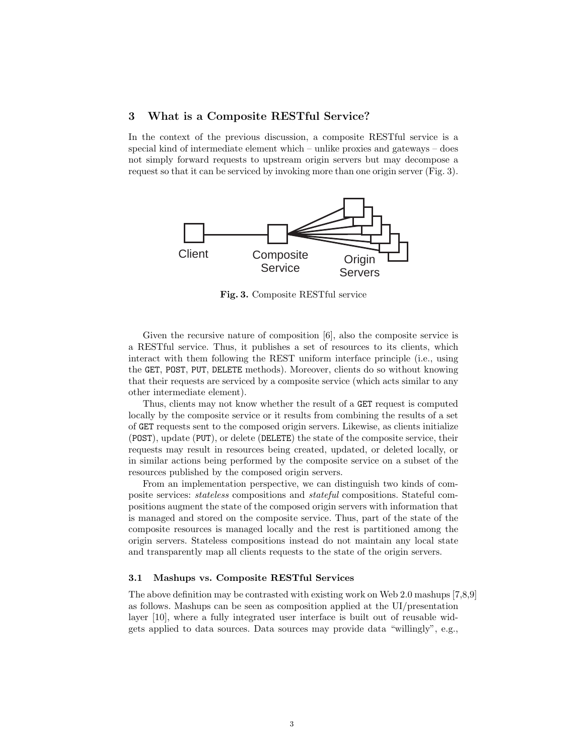## 3 What is a Composite RESTful Service?

In the context of the previous discussion, a composite RESTful service is a special kind of intermediate element which – unlike proxies and gateways – does not simply forward requests to upstream origin servers but may decompose a request so that it can be serviced by invoking more than one origin server (Fig. 3).

**Fig. 3.** Composite RESTful service

Given the recursive nature of composition [6], also the composite service is a RESTful service. Thus, it publishes a set of resources to its clients, which interact with them following the REST uniform interface principle (i.e., using the `GET`, `POST`, `PUT`, `DELETE` methods). Moreover, clients do so without knowing that their requests are serviced by a composite service (which acts similar to any other intermediate element).

Thus, clients may not know whether the result of a `GET` request is computed locally by the composite service or it results from combining the results of a set of `GET` requests sent to the composed origin servers. Likewise, as clients initialize (`POST`), update (`PUT`), or delete (`DELETE`) the state of the composite service, their requests may result in resources being created, updated, or deleted locally, or in similar actions being performed by the composite service on a subset of the resources published by the composed origin servers.

From an implementation perspective, we can distinguish two kinds of composite services: *stateless* compositions and *stateful* compositions. Stateful compositions augment the state of the composed origin servers with information that is managed and stored on the composite service. Thus, part of the state of the composite resources is managed locally and the rest is partitioned among the origin servers. Stateless compositions instead do not maintain any local state and transparently map all clients requests to the state of the origin servers.

### 3.1 Mashups vs. Composite RESTful Services

The above definition may be contrasted with existing work on Web 2.0 mashups [7,8,9] as follows. Mashups can be seen as composition applied at the UI/presentation layer [10], where a fully integrated user interface is built out of reusable widgets applied to data sources. Data sources may provide data "willingly", e.g.,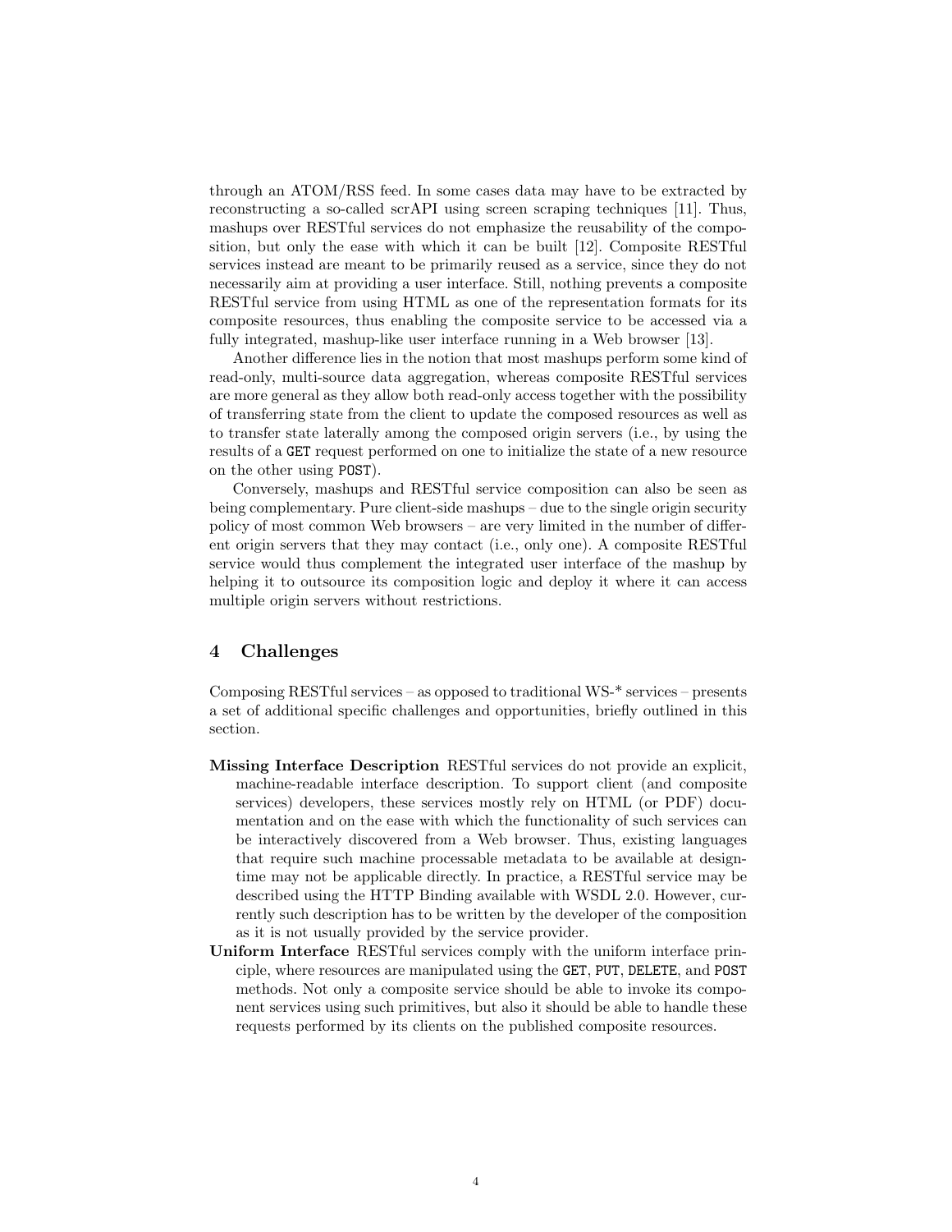through an ATOM/RSS feed. In some cases data may have to be extracted by reconstructing a so-called scrAPI using screen scraping techniques [11]. Thus, mashups over RESTful services do not emphasize the reusability of the composition, but only the ease with which it can be built [12]. Composite RESTful services instead are meant to be primarily reused as a service, since they do not necessarily aim at providing a user interface. Still, nothing prevents a composite RESTful service from using HTML as one of the representation formats for its composite resources, thus enabling the composite service to be accessed via a fully integrated, mashup-like user interface running in a Web browser [13].

Another difference lies in the notion that most mashups perform some kind of read-only, multi-source data aggregation, whereas composite RESTful services are more general as they allow both read-only access together with the possibility of transferring state from the client to update the composed resources as well as to transfer state laterally among the composed origin servers (i.e., by using the results of a `GET` request performed on one to initialize the state of a new resource on the other using `POST`).

Conversely, mashups and RESTful service composition can also be seen as being complementary. Pure client-side mashups – due to the single origin security policy of most common Web browsers – are very limited in the number of different origin servers that they may contact (i.e., only one). A composite RESTful service would thus complement the integrated user interface of the mashup by helping it to outsource its composition logic and deploy it where it can access multiple origin servers without restrictions.

## 4 Challenges

Composing RESTful services – as opposed to traditional WS-* services – presents a set of additional specific challenges and opportunities, briefly outlined in this section.

**Missing Interface Description** RESTful services do not provide an explicit, machine-readable interface description. To support client (and composite services) developers, these services mostly rely on HTML (or PDF) documentation and on the ease with which the functionality of such services can be interactively discovered from a Web browser. Thus, existing languages that require such machine processable metadata to be available at design-time may not be applicable directly. In practice, a RESTful service may be described using the HTTP Binding available with WSDL 2.0. However, currently such description has to be written by the developer of the composition as it is not usually provided by the service provider.

**Uniform Interface** RESTful services comply with the uniform interface principle, where resources are manipulated using the `GET`, `PUT`, `DELETE`, and `POST` methods. Not only a composite service should be able to invoke its component services using such primitives, but also it should be able to handle these requests performed by its clients on the published composite resources.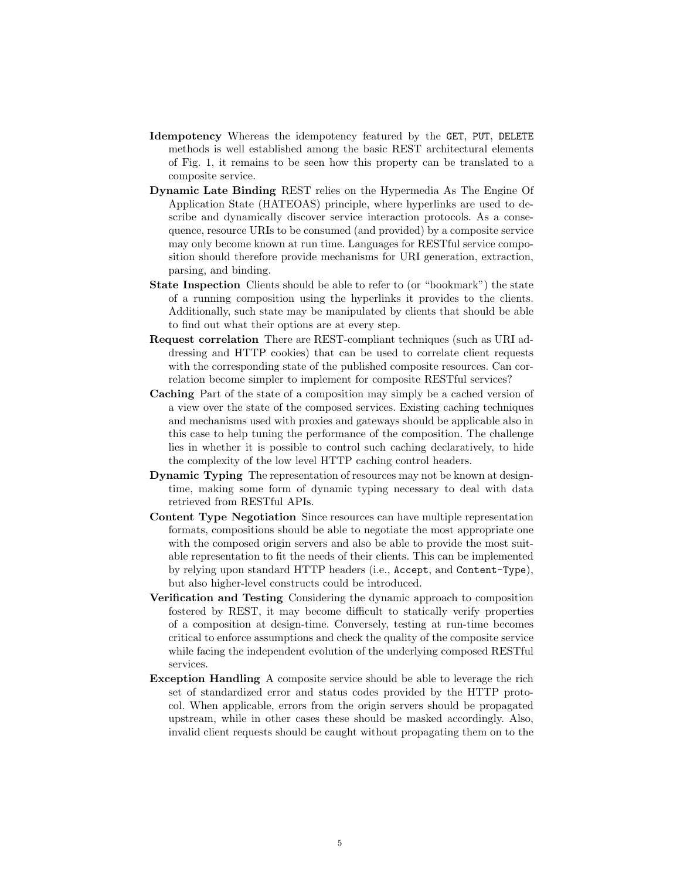- **Idempotency** Whereas the idempotency featured by the `GET`, `PUT`, `DELETE` methods is well established among the basic REST architectural elements of Fig. 1, it remains to be seen how this property can be translated to a composite service.
- **Dynamic Late Binding** REST relies on the Hypermedia As The Engine Of Application State (HATEOAS) principle, where hyperlinks are used to describe and dynamically discover service interaction protocols. As a consequence, resource URIs to be consumed (and provided) by a composite service may only become known at run time. Languages for RESTful service composition should therefore provide mechanisms for URI generation, extraction, parsing, and binding.
- **State Inspection** Clients should be able to refer to (or "bookmark") the state of a running composition using the hyperlinks it provides to the clients. Additionally, such state may be manipulated by clients that should be able to find out what their options are at every step.
- **Request correlation** There are REST-compliant techniques (such as URI addressing and HTTP cookies) that can be used to correlate client requests with the corresponding state of the published composite resources. Can correlation become simpler to implement for composite RESTful services?
- **Caching** Part of the state of a composition may simply be a cached version of a view over the state of the composed services. Existing caching techniques and mechanisms used with proxies and gateways should be applicable also in this case to help tuning the performance of the composition. The challenge lies in whether it is possible to control such caching declaratively, to hide the complexity of the low level HTTP caching control headers.
- **Dynamic Typing** The representation of resources may not be known at design-time, making some form of dynamic typing necessary to deal with data retrieved from RESTful APIs.
- **Content Type Negotiation** Since resources can have multiple representation formats, compositions should be able to negotiate the most appropriate one with the composed origin servers and also be able to provide the most suitable representation to fit the needs of their clients. This can be implemented by relying upon standard HTTP headers (i.e., `Accept`, and `Content-Type`), but also higher-level constructs could be introduced.
- **Verification and Testing** Considering the dynamic approach to composition fostered by REST, it may become difficult to statically verify properties of a composition at design-time. Conversely, testing at run-time becomes critical to enforce assumptions and check the quality of the composite service while facing the independent evolution of the underlying composed RESTful services.
- **Exception Handling** A composite service should be able to leverage the rich set of standardized error and status codes provided by the HTTP protocol. When applicable, errors from the origin servers should be propagated upstream, while in other cases these should be masked accordingly. Also, invalid client requests should be caught without propagating them on to the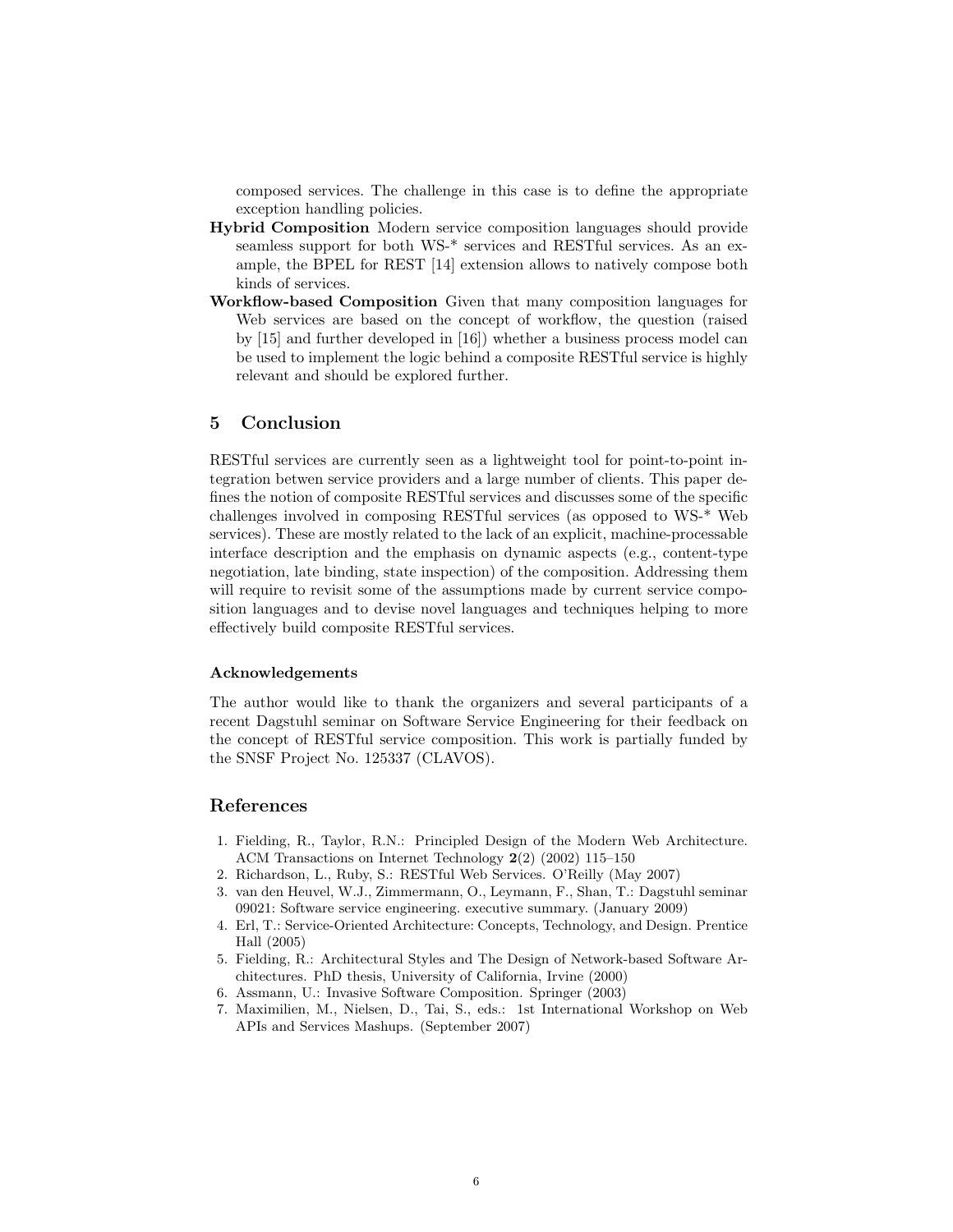composed services. The challenge in this case is to define the appropriate exception handling policies.

**Hybrid Composition** Modern service composition languages should provide seamless support for both WS-* services and RESTful services. As an example, the BPEL for REST [14] extension allows to natively compose both kinds of services.

**Workflow-based Composition** Given that many composition languages for Web services are based on the concept of workflow, the question (raised by [15] and further developed in [16]) whether a business process model can be used to implement the logic behind a composite RESTful service is highly relevant and should be explored further.

## 5 Conclusion

RESTful services are currently seen as a lightweight tool for point-to-point integration betwen service providers and a large number of clients. This paper defines the notion of composite RESTful services and discusses some of the specific challenges involved in composing RESTful services (as opposed to WS-* Web services). These are mostly related to the lack of an explicit, machine-processable interface description and the emphasis on dynamic aspects (e.g., content-type negotiation, late binding, state inspection) of the composition. Addressing them will require to revisit some of the assumptions made by current service composition languages and to devise novel languages and techniques helping to more effectively build composite RESTful services.

### Acknowledgements

The author would like to thank the organizers and several participants of a recent Dagstuhl seminar on Software Service Engineering for their feedback on the concept of RESTful service composition. This work is partially funded by the SNSF Project No. 125337 (CLAVOS).

## References

1. Fielding, R., Taylor, R.N.: Principled Design of the Modern Web Architecture. ACM Transactions on Internet Technology **2**(2) (2002) 115–150
2. Richardson, L., Ruby, S.: RESTful Web Services. O'Reilly (May 2007)
3. van den Heuvel, W.J., Zimmermann, O., Leymann, F., Shan, T.: Dagstuhl seminar 09021: Software service engineering. executive summary. (January 2009)
4. Erl, T.: Service-Oriented Architecture: Concepts, Technology, and Design. Prentice Hall (2005)
5. Fielding, R.: Architectural Styles and The Design of Network-based Software Architectures. PhD thesis, University of California, Irvine (2000)
6. Assmann, U.: Invasive Software Composition. Springer (2003)
7. Maximilien, M., Nielsen, D., Tai, S., eds.: 1st International Workshop on Web APIs and Services Mashups. (September 2007)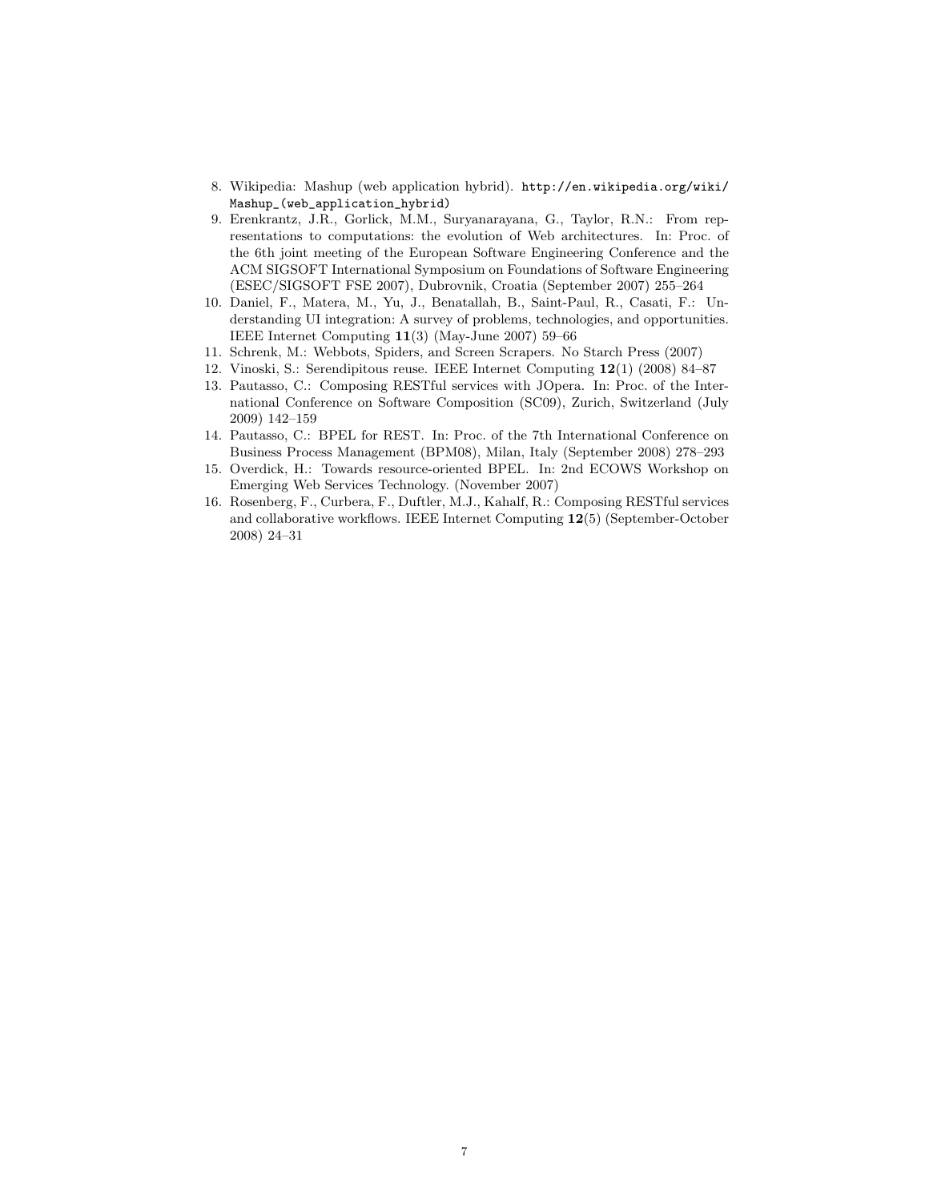8. Wikipedia: Mashup (web application hybrid). http://en.wikipedia.org/wiki/Mashup_(web_application_hybrid)
9. Erenkrantz, J.R., Gorlick, M.M., Suryanarayana, G., Taylor, R.N.: From representations to computations: the evolution of Web architectures. In: Proc. of the 6th joint meeting of the European Software Engineering Conference and the ACM SIGSOFT International Symposium on Foundations of Software Engineering (ESEC/SIGSOFT FSE 2007), Dubrovnik, Croatia (September 2007) 255–264
10. Daniel, F., Matera, M., Yu, J., Benatallah, B., Saint-Paul, R., Casati, F.: Understanding UI integration: A survey of problems, technologies, and opportunities. IEEE Internet Computing **11**(3) (May-June 2007) 59–66
11. Schrenk, M.: Webbots, Spiders, and Screen Scrapers. No Starch Press (2007)
12. Vinoski, S.: Serendipitous reuse. IEEE Internet Computing **12**(1) (2008) 84–87
13. Pautasso, C.: Composing RESTful services with JOpera. In: Proc. of the International Conference on Software Composition (SC09), Zurich, Switzerland (July 2009) 142–159
14. Pautasso, C.: BPEL for REST. In: Proc. of the 7th International Conference on Business Process Management (BPM08), Milan, Italy (September 2008) 278–293
15. Overdick, H.: Towards resource-oriented BPEL. In: 2nd ECOWS Workshop on Emerging Web Services Technology. (November 2007)
16. Rosenberg, F., Curbera, F., Duftler, M.J., Kahalf, R.: Composing RESTful services and collaborative workflows. IEEE Internet Computing **12**(5) (September-October 2008) 24–31